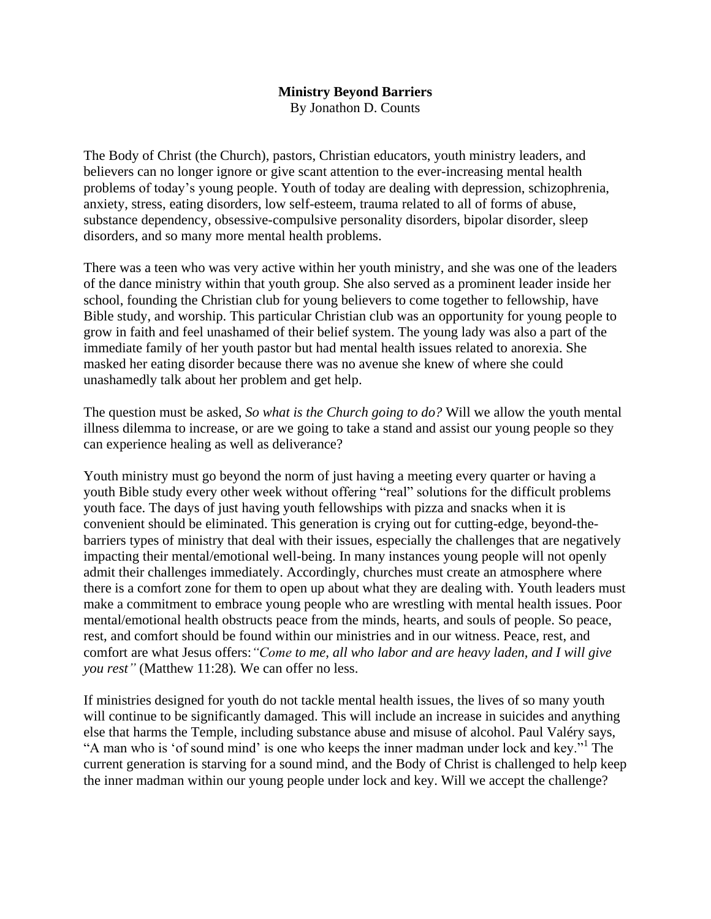# Ministry Beyond Barriers

By Jonathon D. Counts

The Body of Christ (the Church), pastors, Christian educators, youth ministry leaders, and believers can no longer ignore or give scant attention to the ever-increasing mental health problems of today's young people. Youth of today are dealing with depression, schizophrenia, anxiety, stress, eating disorders, low self-esteem, trauma related to all of forms of abuse, substance dependency, obsessive-compulsive personality disorders, bipolar disorder, sleep disorders, and so many more mental health problems.

There was a teen who was very active within her youth ministry, and she was one of the leaders of the dance ministry within that youth group. She also served as a prominent leader inside her school, founding the Christian club for young believers to come together to fellowship, have Bible study, and worship. This particular Christian club was an opportunity for young people to grow in faith and feel unashamed of their belief system. The young lady was also a part of the immediate family of her youth pastor but had mental health issues related to anorexia. She masked her eating disorder because there was no avenue she knew of where she could unashamedly talk about her problem and get help.

The question must be asked, *So what is the Church going to do?* Will we allow the youth mental illness dilemma to increase, or are we going to take a stand and assist our young people so they can experience healing as well as deliverance?

Youth ministry must go beyond the norm of just having a meeting every quarter or having a youth Bible study every other week without offering "real" solutions for the difficult problems youth face. The days of just having youth fellowships with pizza and snacks when it is convenient should be eliminated. This generation is crying out for cutting-edge, beyond-the-barriers types of ministry that deal with their issues, especially the challenges that are negatively impacting their mental/emotional well-being. In many instances young people will not openly admit their challenges immediately. Accordingly, churches must create an atmosphere where there is a comfort zone for them to open up about what they are dealing with. Youth leaders must make a commitment to embrace young people who are wrestling with mental health issues. Poor mental/emotional health obstructs peace from the minds, hearts, and souls of people. So peace, rest, and comfort should be found within our ministries and in our witness. Peace, rest, and comfort are what Jesus offers: *"Come to me, all who labor and are heavy laden, and I will give you rest"* (Matthew 11:28). We can offer no less.

If ministries designed for youth do not tackle mental health issues, the lives of so many youth will continue to be significantly damaged. This will include an increase in suicides and anything else that harms the Temple, including substance abuse and misuse of alcohol. Paul Valéry says, "A man who is 'of sound mind' is one who keeps the inner madman under lock and key."[1] The current generation is starving for a sound mind, and the Body of Christ is challenged to help keep the inner madman within our young people under lock and key. Will we accept the challenge?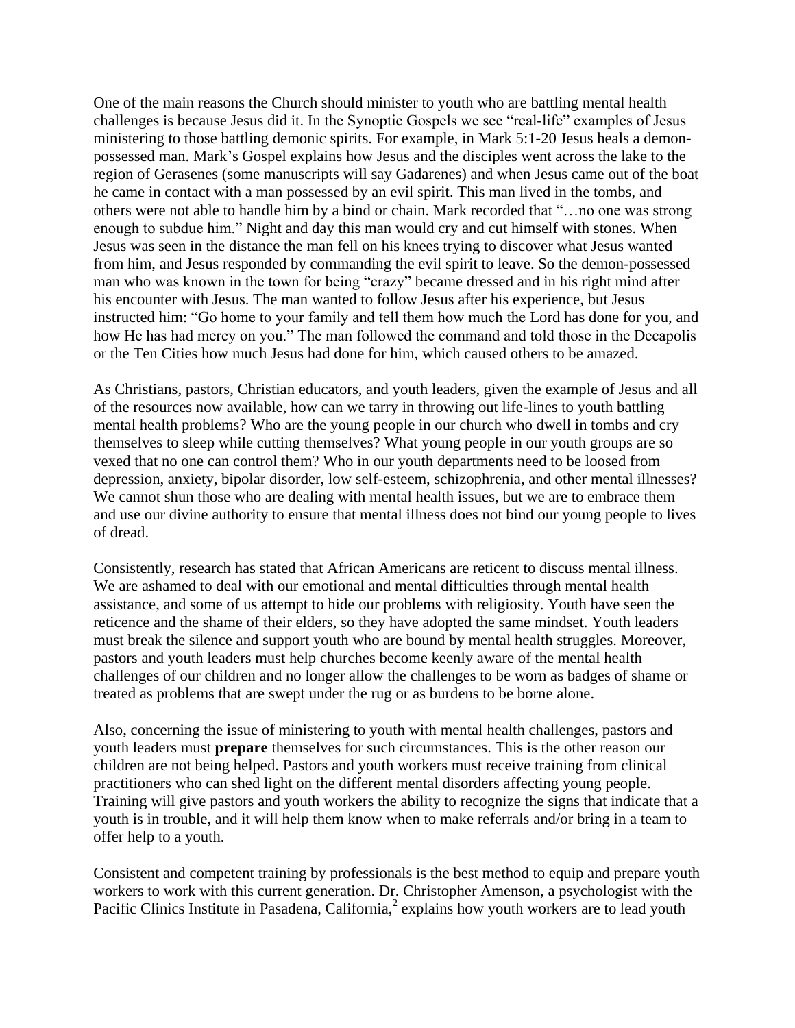One of the main reasons the Church should minister to youth who are battling mental health challenges is because Jesus did it. In the Synoptic Gospels we see "real-life" examples of Jesus ministering to those battling demonic spirits. For example, in Mark 5:1-20 Jesus heals a demon-possessed man. Mark's Gospel explains how Jesus and the disciples went across the lake to the region of Gerasenes (some manuscripts will say Gadarenes) and when Jesus came out of the boat he came in contact with a man possessed by an evil spirit. This man lived in the tombs, and others were not able to handle him by a bind or chain. Mark recorded that "…no one was strong enough to subdue him." Night and day this man would cry and cut himself with stones. When Jesus was seen in the distance the man fell on his knees trying to discover what Jesus wanted from him, and Jesus responded by commanding the evil spirit to leave. So the demon-possessed man who was known in the town for being "crazy" became dressed and in his right mind after his encounter with Jesus. The man wanted to follow Jesus after his experience, but Jesus instructed him: "Go home to your family and tell them how much the Lord has done for you, and how He has had mercy on you." The man followed the command and told those in the Decapolis or the Ten Cities how much Jesus had done for him, which caused others to be amazed.

As Christians, pastors, Christian educators, and youth leaders, given the example of Jesus and all of the resources now available, how can we tarry in throwing out life-lines to youth battling mental health problems? Who are the young people in our church who dwell in tombs and cry themselves to sleep while cutting themselves? What young people in our youth groups are so vexed that no one can control them? Who in our youth departments need to be loosed from depression, anxiety, bipolar disorder, low self-esteem, schizophrenia, and other mental illnesses? We cannot shun those who are dealing with mental health issues, but we are to embrace them and use our divine authority to ensure that mental illness does not bind our young people to lives of dread.

Consistently, research has stated that African Americans are reticent to discuss mental illness. We are ashamed to deal with our emotional and mental difficulties through mental health assistance, and some of us attempt to hide our problems with religiosity. Youth have seen the reticence and the shame of their elders, so they have adopted the same mindset. Youth leaders must break the silence and support youth who are bound by mental health struggles. Moreover, pastors and youth leaders must help churches become keenly aware of the mental health challenges of our children and no longer allow the challenges to be worn as badges of shame or treated as problems that are swept under the rug or as burdens to be borne alone.

Also, concerning the issue of ministering to youth with mental health challenges, pastors and youth leaders must **prepare** themselves for such circumstances. This is the other reason our children are not being helped. Pastors and youth workers must receive training from clinical practitioners who can shed light on the different mental disorders affecting young people. Training will give pastors and youth workers the ability to recognize the signs that indicate that a youth is in trouble, and it will help them know when to make referrals and/or bring in a team to offer help to a youth.

Consistent and competent training by professionals is the best method to equip and prepare youth workers to work with this current generation. Dr. Christopher Amenson, a psychologist with the Pacific Clinics Institute in Pasadena, California,[2] explains how youth workers are to lead youth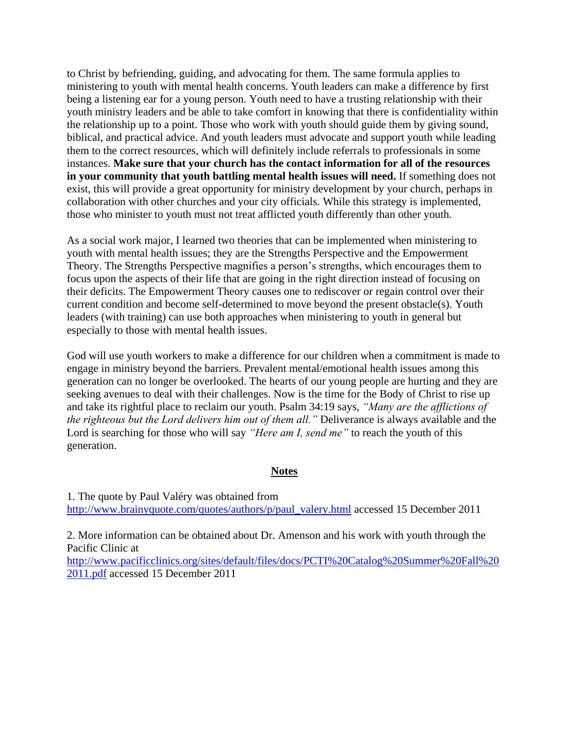to Christ by befriending, guiding, and advocating for them. The same formula applies to ministering to youth with mental health concerns. Youth leaders can make a difference by first being a listening ear for a young person. Youth need to have a trusting relationship with their youth ministry leaders and be able to take comfort in knowing that there is confidentiality within the relationship up to a point. Those who work with youth should guide them by giving sound, biblical, and practical advice. And youth leaders must advocate and support youth while leading them to the correct resources, which will definitely include referrals to professionals in some instances. **Make sure that your church has the contact information for all of the resources in your community that youth battling mental health issues will need.** If something does not exist, this will provide a great opportunity for ministry development by your church, perhaps in collaboration with other churches and your city officials. While this strategy is implemented, those who minister to youth must not treat afflicted youth differently than other youth.

As a social work major, I learned two theories that can be implemented when ministering to youth with mental health issues; they are the Strengths Perspective and the Empowerment Theory. The Strengths Perspective magnifies a person's strengths, which encourages them to focus upon the aspects of their life that are going in the right direction instead of focusing on their deficits. The Empowerment Theory causes one to rediscover or regain control over their current condition and become self-determined to move beyond the present obstacle(s). Youth leaders (with training) can use both approaches when ministering to youth in general but especially to those with mental health issues.

God will use youth workers to make a difference for our children when a commitment is made to engage in ministry beyond the barriers. Prevalent mental/emotional health issues among this generation can no longer be overlooked. The hearts of our young people are hurting and they are seeking avenues to deal with their challenges. Now is the time for the Body of Christ to rise up and take its rightful place to reclaim our youth. Psalm 34:19 says, *"Many are the afflictions of the righteous but the Lord delivers him out of them all."* Deliverance is always available and the Lord is searching for those who will say *"Here am I, send me"* to reach the youth of this generation.

## Notes

1. The quote by Paul Valéry was obtained from http://www.brainyquote.com/quotes/authors/p/paul_valery.html accessed 15 December 2011

2. More information can be obtained about Dr. Amenson and his work with youth through the Pacific Clinic at http://www.pacificclinics.org/sites/default/files/docs/PCTI%20Catalog%20Summer%20Fall%202011.pdf accessed 15 December 2011